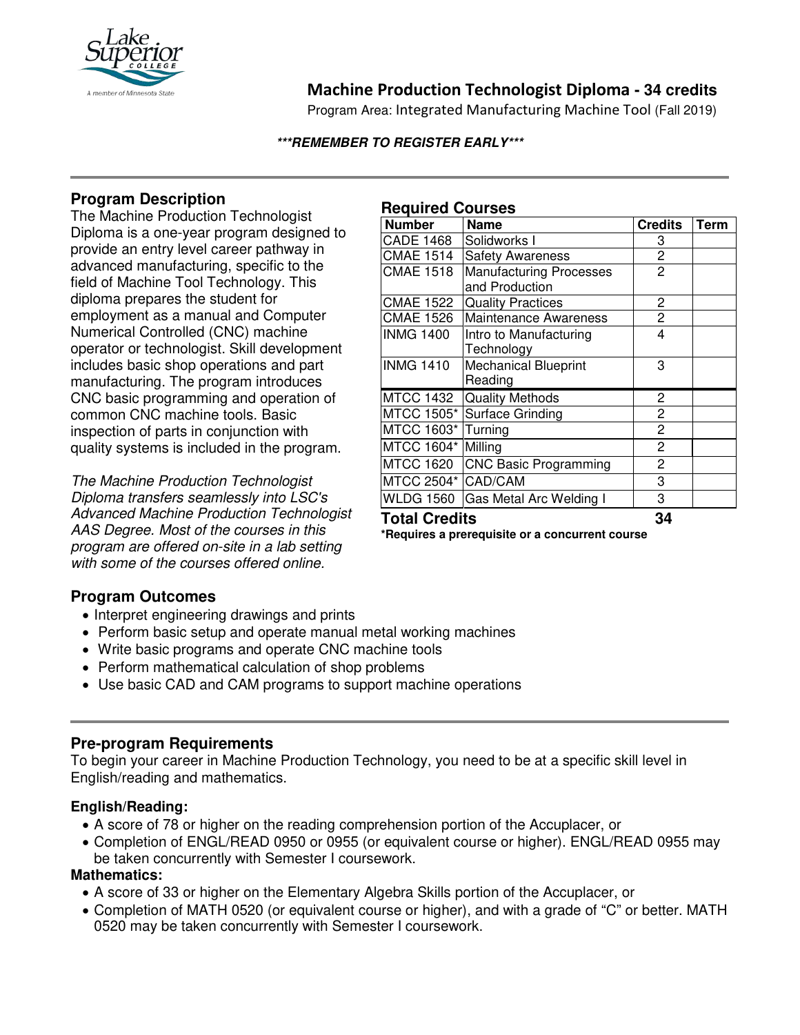# Machine Production Technologist Diploma - 34 credits

Program Area: Integrated Manufacturing Machine Tool (Fall 2019)

***REMEMBER TO REGISTER EARLY***

## Program Description

The Machine Production Technologist Diploma is a one-year program designed to provide an entry level career pathway in advanced manufacturing, specific to the field of Machine Tool Technology. This diploma prepares the student for employment as a manual and Computer Numerical Controlled (CNC) machine operator or technologist. Skill development includes basic shop operations and part manufacturing. The program introduces CNC basic programming and operation of common CNC machine tools. Basic inspection of parts in conjunction with quality systems is included in the program.

*The Machine Production Technologist Diploma transfers seamlessly into LSC's Advanced Machine Production Technologist AAS Degree. Most of the courses in this program are offered on-site in a lab setting with some of the courses offered online.*

## Required Courses

| Number | Name | Credits | Term |
|---|---|---|---|
| CADE 1468 | Solidworks I | 3 | |
| CMAE 1514 | Safety Awareness | 2 | |
| CMAE 1518 | Manufacturing Processes and Production | 2 | |
| CMAE 1522 | Quality Practices | 2 | |
| CMAE 1526 | Maintenance Awareness | 2 | |
| INMG 1400 | Intro to Manufacturing Technology | 4 | |
| INMG 1410 | Mechanical Blueprint Reading | 3 | |
| MTCC 1432 | Quality Methods | 2 | |
| MTCC 1505* | Surface Grinding | 2 | |
| MTCC 1603* | Turning | 2 | |
| MTCC 1604* | Milling | 2 | |
| MTCC 1620 | CNC Basic Programming | 2 | |
| MTCC 2504* | CAD/CAM | 3 | |
| WLDG 1560 | Gas Metal Arc Welding I | 3 | |
| **Total Credits** | | **34** | |

**\*Requires a prerequisite or a concurrent course**

## Program Outcomes

- Interpret engineering drawings and prints
- Perform basic setup and operate manual metal working machines
- Write basic programs and operate CNC machine tools
- Perform mathematical calculation of shop problems
- Use basic CAD and CAM programs to support machine operations

## Pre-program Requirements

To begin your career in Machine Production Technology, you need to be at a specific skill level in English/reading and mathematics.

### English/Reading:

- A score of 78 or higher on the reading comprehension portion of the Accuplacer, or
- Completion of ENGL/READ 0950 or 0955 (or equivalent course or higher). ENGL/READ 0955 may be taken concurrently with Semester I coursework.

### Mathematics:

- A score of 33 or higher on the Elementary Algebra Skills portion of the Accuplacer, or
- Completion of MATH 0520 (or equivalent course or higher), and with a grade of "C" or better. MATH 0520 may be taken concurrently with Semester I coursework.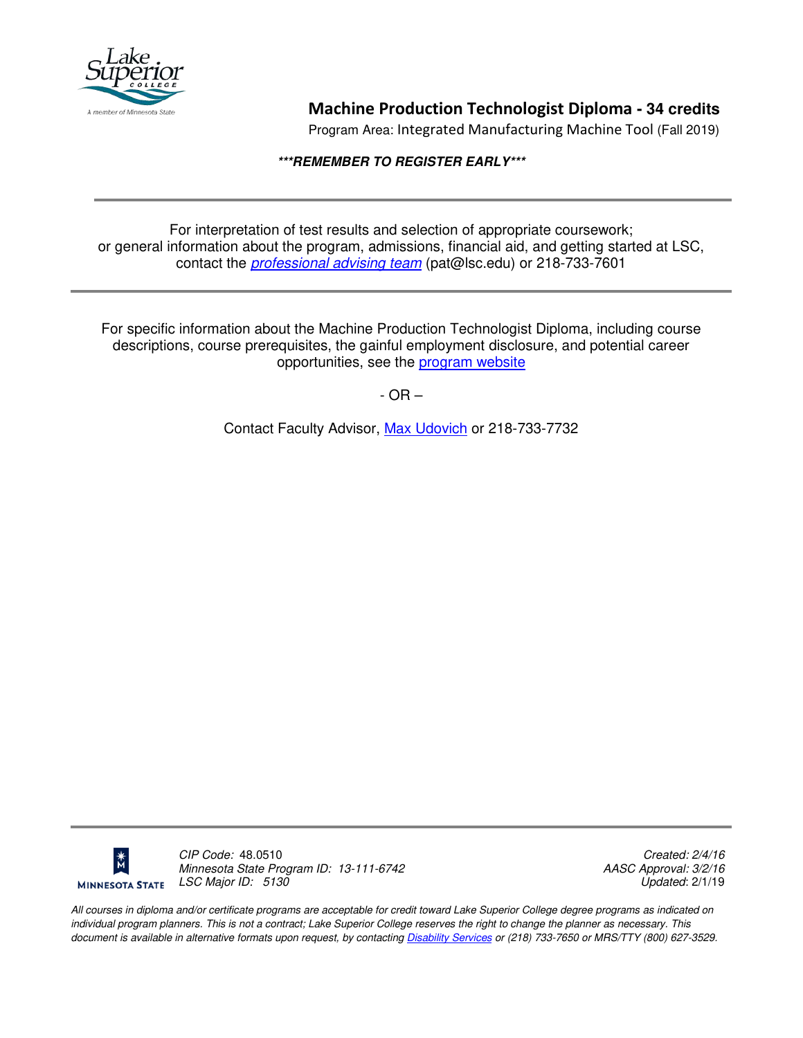## Machine Production Technologist Diploma - 34 credits

Program Area: Integrated Manufacturing Machine Tool (Fall 2019)

***REMEMBER TO REGISTER EARLY***

---

For interpretation of test results and selection of appropriate coursework; or general information about the program, admissions, financial aid, and getting started at LSC, contact the *professional advising team* (pat@lsc.edu) or 218-733-7601

---

For specific information about the Machine Production Technologist Diploma, including course descriptions, course prerequisites, the gainful employment disclosure, and potential career opportunities, see the program website

- OR –

Contact Faculty Advisor, Max Udovich or 218-733-7732

---

*CIP Code:* 48.0510
*Minnesota State Program ID: 13-111-6742*
*LSC Major ID: 5130*

*Created: 2/4/16*
*AASC Approval: 3/2/16*
*Updated*: 2/1/19

*All courses in diploma and/or certificate programs are acceptable for credit toward Lake Superior College degree programs as indicated on individual program planners. This is not a contract; Lake Superior College reserves the right to change the planner as necessary. This document is available in alternative formats upon request, by contacting Disability Services or (218) 733-7650 or MRS/TTY (800) 627-3529.*